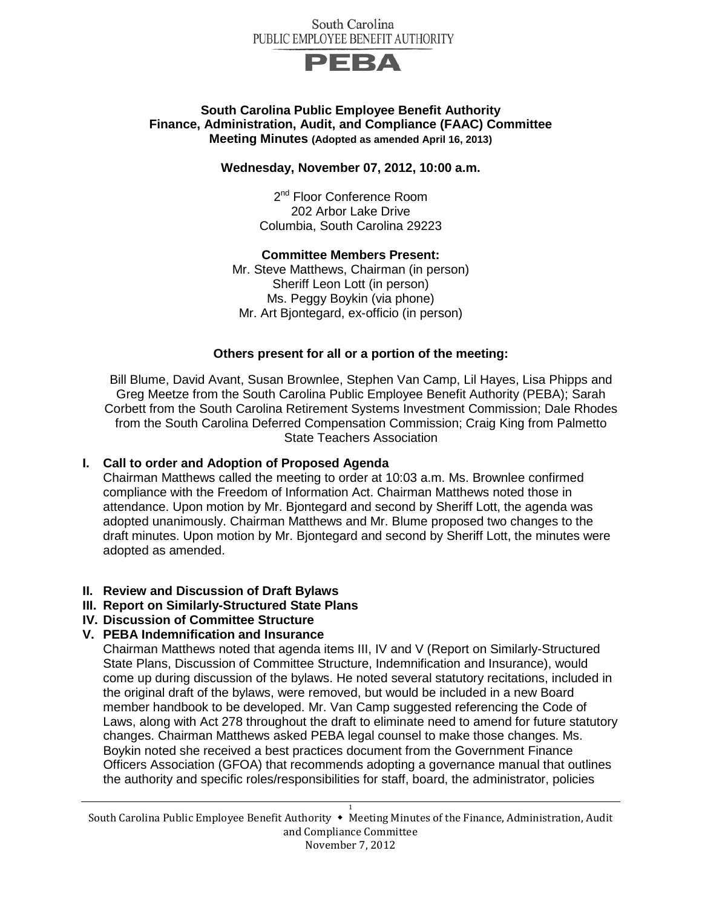South Carolina
PUBLIC EMPLOYEE BENEFIT AUTHORITY

PEBA

**South Carolina Public Employee Benefit Authority**
**Finance, Administration, Audit, and Compliance (FAAC) Committee**
**Meeting Minutes (Adopted as amended April 16, 2013)**

**Wednesday, November 07, 2012, 10:00 a.m.**

2nd Floor Conference Room
202 Arbor Lake Drive
Columbia, South Carolina 29223

**Committee Members Present:**
Mr. Steve Matthews, Chairman (in person)
Sheriff Leon Lott (in person)
Ms. Peggy Boykin (via phone)
Mr. Art Bjontegard, ex-officio (in person)

**Others present for all or a portion of the meeting:**

Bill Blume, David Avant, Susan Brownlee, Stephen Van Camp, Lil Hayes, Lisa Phipps and Greg Meetze from the South Carolina Public Employee Benefit Authority (PEBA); Sarah Corbett from the South Carolina Retirement Systems Investment Commission; Dale Rhodes from the South Carolina Deferred Compensation Commission; Craig King from Palmetto State Teachers Association

## I. Call to order and Adoption of Proposed Agenda

Chairman Matthews called the meeting to order at 10:03 a.m. Ms. Brownlee confirmed compliance with the Freedom of Information Act. Chairman Matthews noted those in attendance. Upon motion by Mr. Bjontegard and second by Sheriff Lott, the agenda was adopted unanimously. Chairman Matthews and Mr. Blume proposed two changes to the draft minutes. Upon motion by Mr. Bjontegard and second by Sheriff Lott, the minutes were adopted as amended.

## II. Review and Discussion of Draft Bylaws

## III. Report on Similarly-Structured State Plans

## IV. Discussion of Committee Structure

## V. PEBA Indemnification and Insurance

Chairman Matthews noted that agenda items III, IV and V (Report on Similarly-Structured State Plans, Discussion of Committee Structure, Indemnification and Insurance), would come up during discussion of the bylaws. He noted several statutory recitations, included in the original draft of the bylaws, were removed, but would be included in a new Board member handbook to be developed. Mr. Van Camp suggested referencing the Code of Laws, along with Act 278 throughout the draft to eliminate need to amend for future statutory changes. Chairman Matthews asked PEBA legal counsel to make those changes. Ms. Boykin noted she received a best practices document from the Government Finance Officers Association (GFOA) that recommends adopting a governance manual that outlines the authority and specific roles/responsibilities for staff, board, the administrator, policies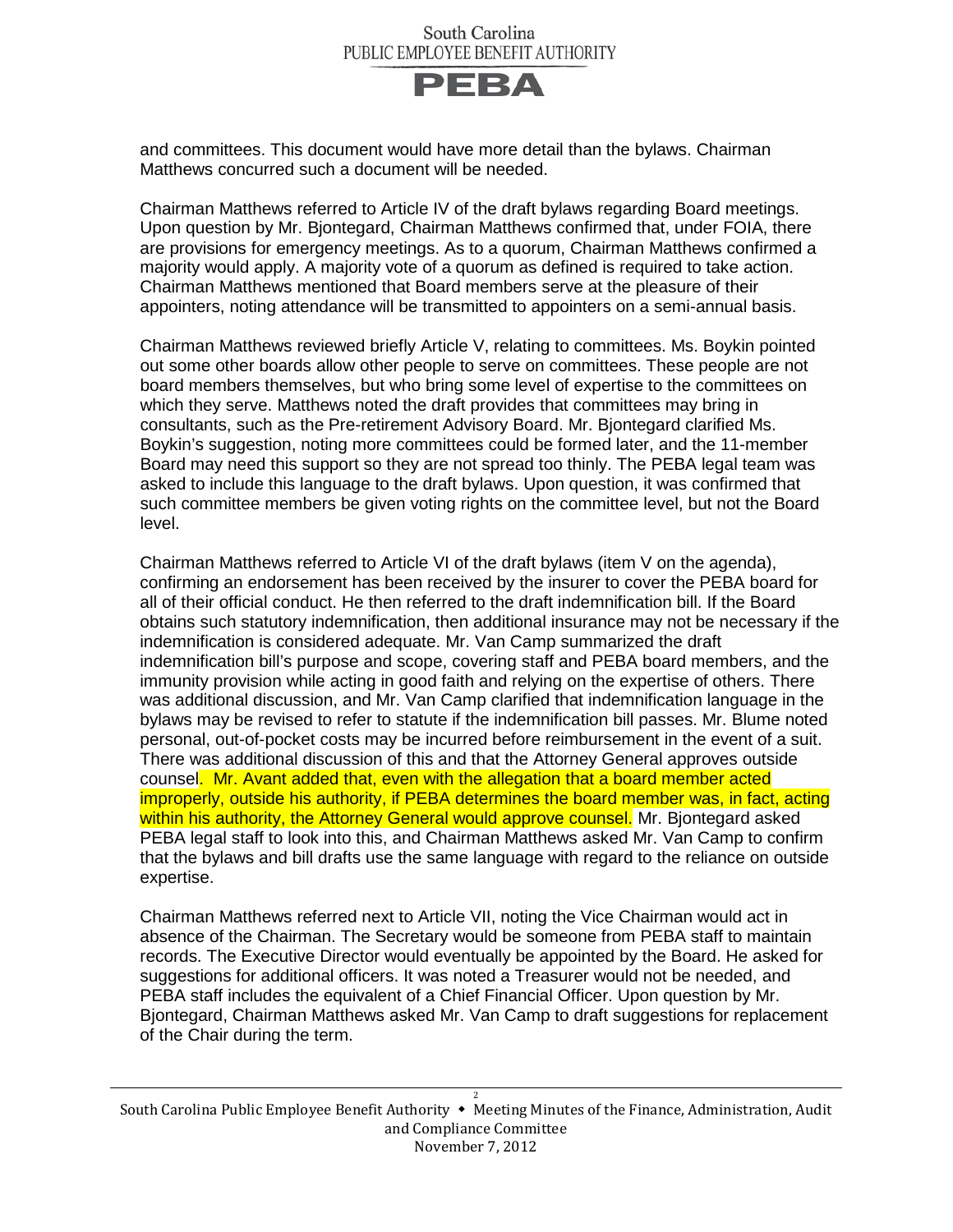and committees. This document would have more detail than the bylaws. Chairman Matthews concurred such a document will be needed.

Chairman Matthews referred to Article IV of the draft bylaws regarding Board meetings. Upon question by Mr. Bjontegard, Chairman Matthews confirmed that, under FOIA, there are provisions for emergency meetings. As to a quorum, Chairman Matthews confirmed a majority would apply. A majority vote of a quorum as defined is required to take action. Chairman Matthews mentioned that Board members serve at the pleasure of their appointers, noting attendance will be transmitted to appointers on a semi-annual basis.

Chairman Matthews reviewed briefly Article V, relating to committees. Ms. Boykin pointed out some other boards allow other people to serve on committees. These people are not board members themselves, but who bring some level of expertise to the committees on which they serve. Matthews noted the draft provides that committees may bring in consultants, such as the Pre-retirement Advisory Board. Mr. Bjontegard clarified Ms. Boykin's suggestion, noting more committees could be formed later, and the 11-member Board may need this support so they are not spread too thinly. The PEBA legal team was asked to include this language to the draft bylaws. Upon question, it was confirmed that such committee members be given voting rights on the committee level, but not the Board level.

Chairman Matthews referred to Article VI of the draft bylaws (item V on the agenda), confirming an endorsement has been received by the insurer to cover the PEBA board for all of their official conduct. He then referred to the draft indemnification bill. If the Board obtains such statutory indemnification, then additional insurance may not be necessary if the indemnification is considered adequate. Mr. Van Camp summarized the draft indemnification bill's purpose and scope, covering staff and PEBA board members, and the immunity provision while acting in good faith and relying on the expertise of others. There was additional discussion, and Mr. Van Camp clarified that indemnification language in the bylaws may be revised to refer to statute if the indemnification bill passes. Mr. Blume noted personal, out-of-pocket costs may be incurred before reimbursement in the event of a suit. There was additional discussion of this and that the Attorney General approves outside counsel. Mr. Avant added that, even with the allegation that a board member acted improperly, outside his authority, if PEBA determines the board member was, in fact, acting within his authority, the Attorney General would approve counsel. Mr. Bjontegard asked PEBA legal staff to look into this, and Chairman Matthews asked Mr. Van Camp to confirm that the bylaws and bill drafts use the same language with regard to the reliance on outside expertise.

Chairman Matthews referred next to Article VII, noting the Vice Chairman would act in absence of the Chairman. The Secretary would be someone from PEBA staff to maintain records. The Executive Director would eventually be appointed by the Board. He asked for suggestions for additional officers. It was noted a Treasurer would not be needed, and PEBA staff includes the equivalent of a Chief Financial Officer. Upon question by Mr. Bjontegard, Chairman Matthews asked Mr. Van Camp to draft suggestions for replacement of the Chair during the term.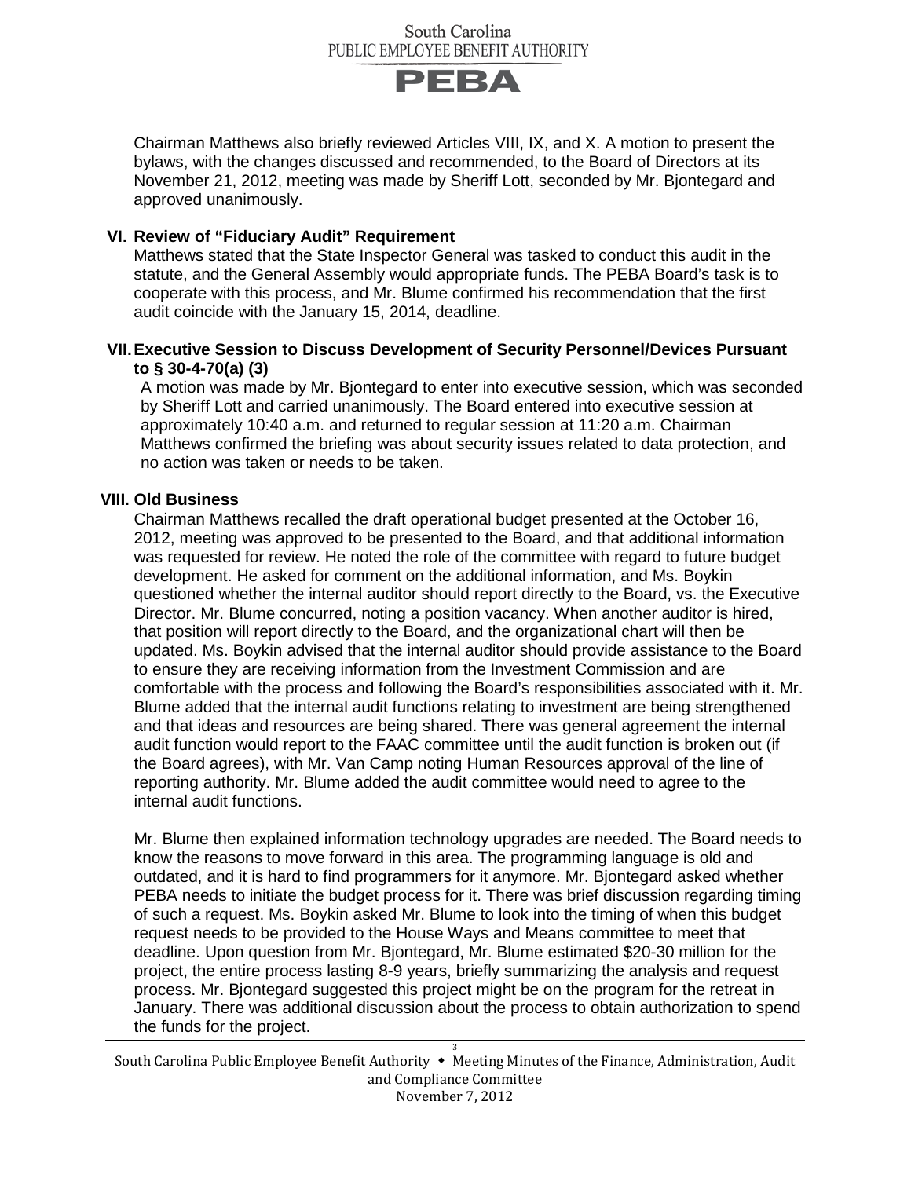Chairman Matthews also briefly reviewed Articles VIII, IX, and X. A motion to present the bylaws, with the changes discussed and recommended, to the Board of Directors at its November 21, 2012, meeting was made by Sheriff Lott, seconded by Mr. Bjontegard and approved unanimously.

## VI. Review of "Fiduciary Audit" Requirement

Matthews stated that the State Inspector General was tasked to conduct this audit in the statute, and the General Assembly would appropriate funds. The PEBA Board's task is to cooperate with this process, and Mr. Blume confirmed his recommendation that the first audit coincide with the January 15, 2014, deadline.

## VII. Executive Session to Discuss Development of Security Personnel/Devices Pursuant to § 30-4-70(a) (3)

A motion was made by Mr. Bjontegard to enter into executive session, which was seconded by Sheriff Lott and carried unanimously. The Board entered into executive session at approximately 10:40 a.m. and returned to regular session at 11:20 a.m. Chairman Matthews confirmed the briefing was about security issues related to data protection, and no action was taken or needs to be taken.

## VIII. Old Business

Chairman Matthews recalled the draft operational budget presented at the October 16, 2012, meeting was approved to be presented to the Board, and that additional information was requested for review. He noted the role of the committee with regard to future budget development. He asked for comment on the additional information, and Ms. Boykin questioned whether the internal auditor should report directly to the Board, vs. the Executive Director. Mr. Blume concurred, noting a position vacancy. When another auditor is hired, that position will report directly to the Board, and the organizational chart will then be updated. Ms. Boykin advised that the internal auditor should provide assistance to the Board to ensure they are receiving information from the Investment Commission and are comfortable with the process and following the Board's responsibilities associated with it. Mr. Blume added that the internal audit functions relating to investment are being strengthened and that ideas and resources are being shared. There was general agreement the internal audit function would report to the FAAC committee until the audit function is broken out (if the Board agrees), with Mr. Van Camp noting Human Resources approval of the line of reporting authority. Mr. Blume added the audit committee would need to agree to the internal audit functions.

Mr. Blume then explained information technology upgrades are needed. The Board needs to know the reasons to move forward in this area. The programming language is old and outdated, and it is hard to find programmers for it anymore. Mr. Bjontegard asked whether PEBA needs to initiate the budget process for it. There was brief discussion regarding timing of such a request. Ms. Boykin asked Mr. Blume to look into the timing of when this budget request needs to be provided to the House Ways and Means committee to meet that deadline. Upon question from Mr. Bjontegard, Mr. Blume estimated $20-30 million for the project, the entire process lasting 8-9 years, briefly summarizing the analysis and request process. Mr. Bjontegard suggested this project might be on the program for the retreat in January. There was additional discussion about the process to obtain authorization to spend the funds for the project.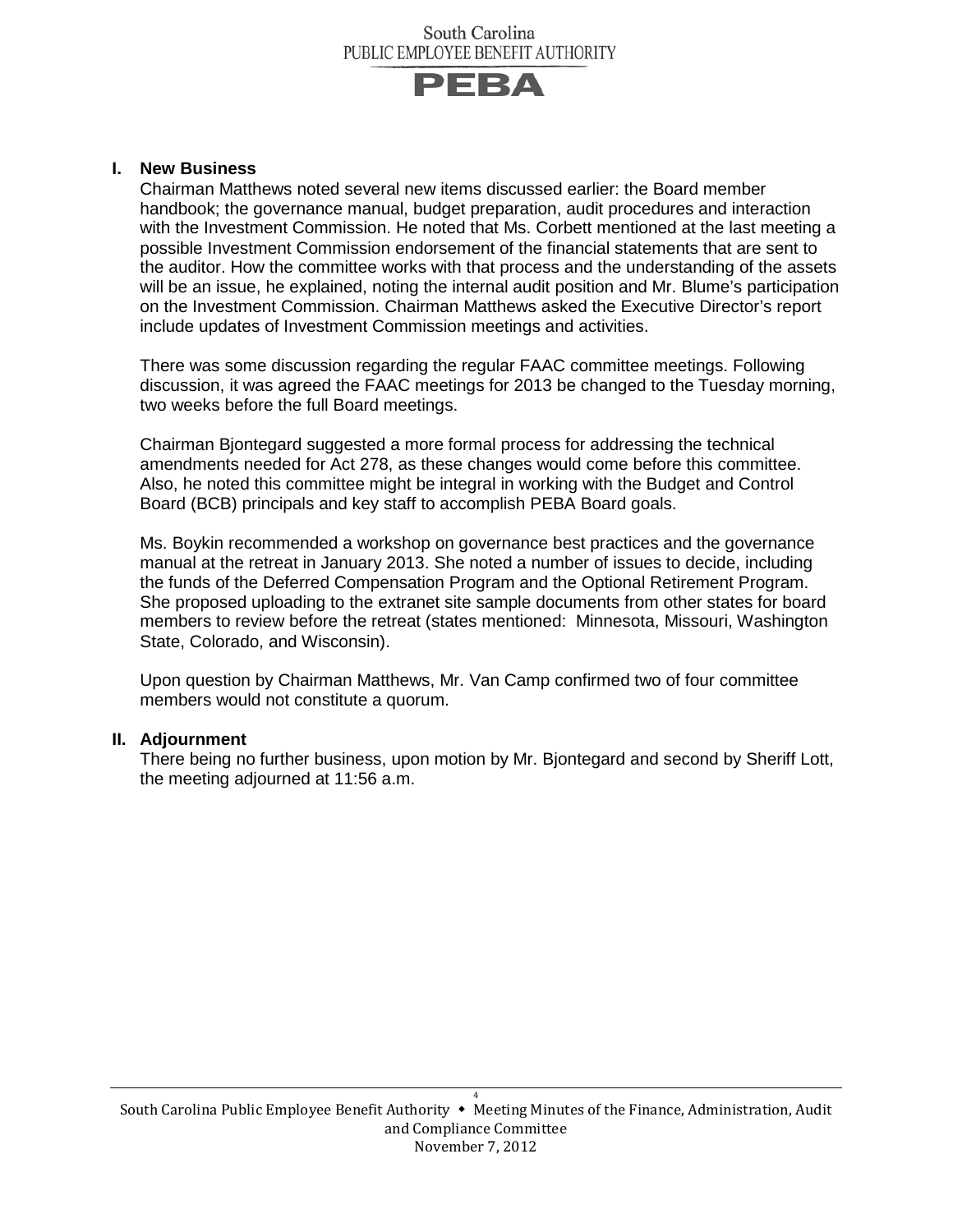## I. New Business

Chairman Matthews noted several new items discussed earlier: the Board member handbook; the governance manual, budget preparation, audit procedures and interaction with the Investment Commission. He noted that Ms. Corbett mentioned at the last meeting a possible Investment Commission endorsement of the financial statements that are sent to the auditor. How the committee works with that process and the understanding of the assets will be an issue, he explained, noting the internal audit position and Mr. Blume's participation on the Investment Commission. Chairman Matthews asked the Executive Director's report include updates of Investment Commission meetings and activities.

There was some discussion regarding the regular FAAC committee meetings. Following discussion, it was agreed the FAAC meetings for 2013 be changed to the Tuesday morning, two weeks before the full Board meetings.

Chairman Bjontegard suggested a more formal process for addressing the technical amendments needed for Act 278, as these changes would come before this committee. Also, he noted this committee might be integral in working with the Budget and Control Board (BCB) principals and key staff to accomplish PEBA Board goals.

Ms. Boykin recommended a workshop on governance best practices and the governance manual at the retreat in January 2013. She noted a number of issues to decide, including the funds of the Deferred Compensation Program and the Optional Retirement Program. She proposed uploading to the extranet site sample documents from other states for board members to review before the retreat (states mentioned: Minnesota, Missouri, Washington State, Colorado, and Wisconsin).

Upon question by Chairman Matthews, Mr. Van Camp confirmed two of four committee members would not constitute a quorum.

## II. Adjournment

There being no further business, upon motion by Mr. Bjontegard and second by Sheriff Lott, the meeting adjourned at 11:56 a.m.